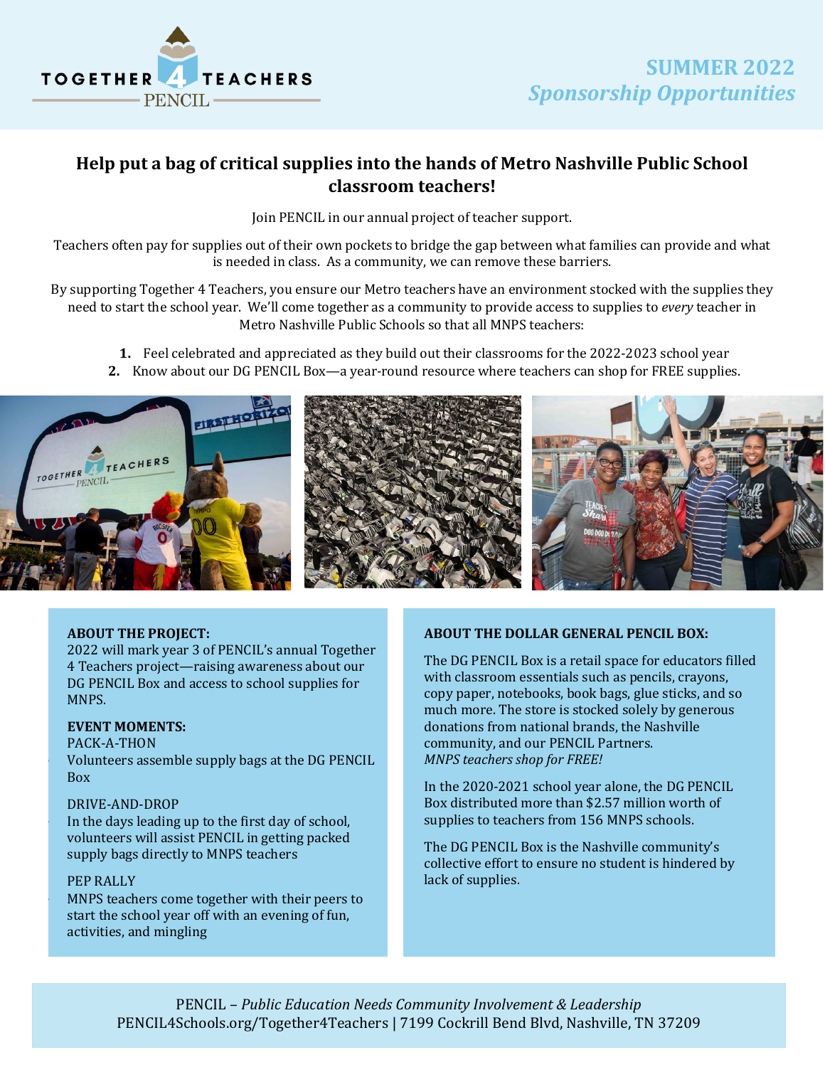TOGETHER 4 TEACHERS
PENCIL

# SUMMER 2022
## *Sponsorship Opportunities*

## Help put a bag of critical supplies into the hands of Metro Nashville Public School classroom teachers!

Join PENCIL in our annual project of teacher support.

Teachers often pay for supplies out of their own pockets to bridge the gap between what families can provide and what is needed in class. As a community, we can remove these barriers.

By supporting Together 4 Teachers, you ensure our Metro teachers have an environment stocked with the supplies they need to start the school year. We'll come together as a community to provide access to supplies to *every* teacher in Metro Nashville Public Schools so that all MNPS teachers:

1. Feel celebrated and appreciated as they build out their classrooms for the 2022-2023 school year
2. Know about our DG PENCIL Box—a year-round resource where teachers can shop for FREE supplies.

**ABOUT THE PROJECT:**
2022 will mark year 3 of PENCIL's annual Together 4 Teachers project—raising awareness about our DG PENCIL Box and access to school supplies for MNPS.

**EVENT MOMENTS:**

PACK-A-THON
- Volunteers assemble supply bags at the DG PENCIL Box

DRIVE-AND-DROP
- In the days leading up to the first day of school, volunteers will assist PENCIL in getting packed supply bags directly to MNPS teachers

PEP RALLY
- MNPS teachers come together with their peers to start the school year off with an evening of fun, activities, and mingling

**ABOUT THE DOLLAR GENERAL PENCIL BOX:**

The DG PENCIL Box is a retail space for educators filled with classroom essentials such as pencils, crayons, copy paper, notebooks, book bags, glue sticks, and so much more. The store is stocked solely by generous donations from national brands, the Nashville community, and our PENCIL Partners.
*MNPS teachers shop for FREE!*

In the 2020-2021 school year alone, the DG PENCIL Box distributed more than $2.57 million worth of supplies to teachers from 156 MNPS schools.

The DG PENCIL Box is the Nashville community's collective effort to ensure no student is hindered by lack of supplies.

PENCIL – *Public Education Needs Community Involvement & Leadership*
PENCIL4Schools.org/Together4Teachers | 7199 Cockrill Bend Blvd, Nashville, TN 37209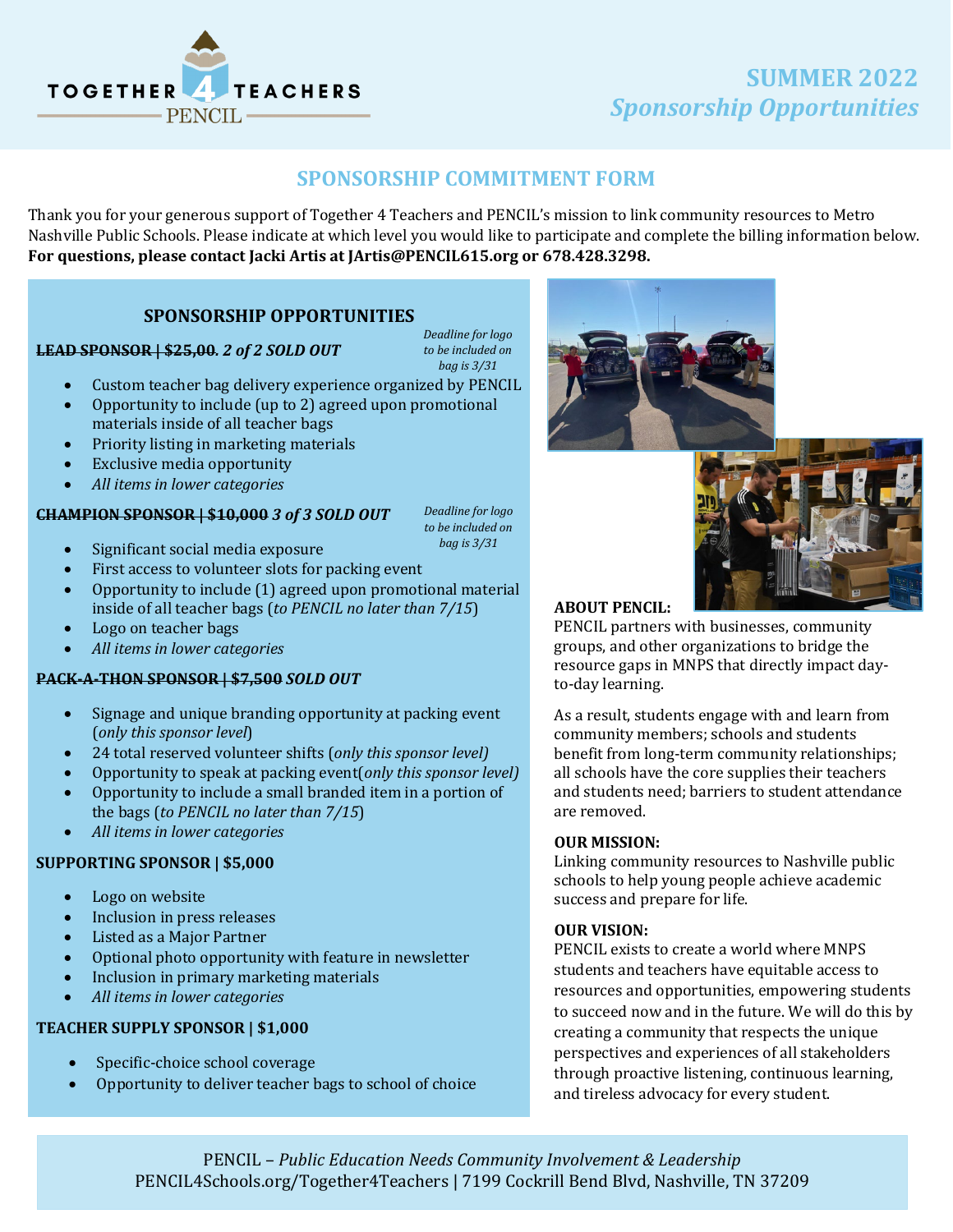# SUMMER 2022
## *Sponsorship Opportunities*

TOGETHER 4 TEACHERS — PENCIL

## SPONSORSHIP COMMITMENT FORM

Thank you for your generous support of Together 4 Teachers and PENCIL's mission to link community resources to Metro Nashville Public Schools. Please indicate at which level you would like to participate and complete the billing information below. **For questions, please contact Jacki Artis at JArtis@PENCIL615.org or 678.428.3298.**

### SPONSORSHIP OPPORTUNITIES

**~~LEAD SPONSOR | $25,00~~. *2 of 2 SOLD OUT*** — *Deadline for logo to be included on bag is 3/31*

- Custom teacher bag delivery experience organized by PENCIL
- Opportunity to include (up to 2) agreed upon promotional materials inside of all teacher bags
- Priority listing in marketing materials
- Exclusive media opportunity
- *All items in lower categories*

**~~CHAMPION SPONSOR | $10,000~~ *3 of 3 SOLD OUT*** — *Deadline for logo to be included on bag is 3/31*

- Significant social media exposure
- First access to volunteer slots for packing event
- Opportunity to include (1) agreed upon promotional material inside of all teacher bags (*to PENCIL no later than 7/15*)
- Logo on teacher bags
- *All items in lower categories*

**~~PACK-A-THON SPONSOR | $7,500~~ *SOLD OUT***

- Signage and unique branding opportunity at packing event (*only this sponsor level*)
- 24 total reserved volunteer shifts (*only this sponsor level)*
- Opportunity to speak at packing event(*only this sponsor level)*
- Opportunity to include a small branded item in a portion of the bags (*to PENCIL no later than 7/15*)
- *All items in lower categories*

**SUPPORTING SPONSOR | $5,000**

- Logo on website
- Inclusion in press releases
- Listed as a Major Partner
- Optional photo opportunity with feature in newsletter
- Inclusion in primary marketing materials
- *All items in lower categories*

**TEACHER SUPPLY SPONSOR | $1,000**

- Specific-choice school coverage
- Opportunity to deliver teacher bags to school of choice

**ABOUT PENCIL:**
PENCIL partners with businesses, community groups, and other organizations to bridge the resource gaps in MNPS that directly impact day-to-day learning.

As a result, students engage with and learn from community members; schools and students benefit from long-term community relationships; all schools have the core supplies their teachers and students need; barriers to student attendance are removed.

**OUR MISSION:**
Linking community resources to Nashville public schools to help young people achieve academic success and prepare for life.

**OUR VISION:**
PENCIL exists to create a world where MNPS students and teachers have equitable access to resources and opportunities, empowering students to succeed now and in the future. We will do this by creating a community that respects the unique perspectives and experiences of all stakeholders through proactive listening, continuous learning, and tireless advocacy for every student.

PENCIL – *Public Education Needs Community Involvement & Leadership*
PENCIL4Schools.org/Together4Teachers | 7199 Cockrill Bend Blvd, Nashville, TN 37209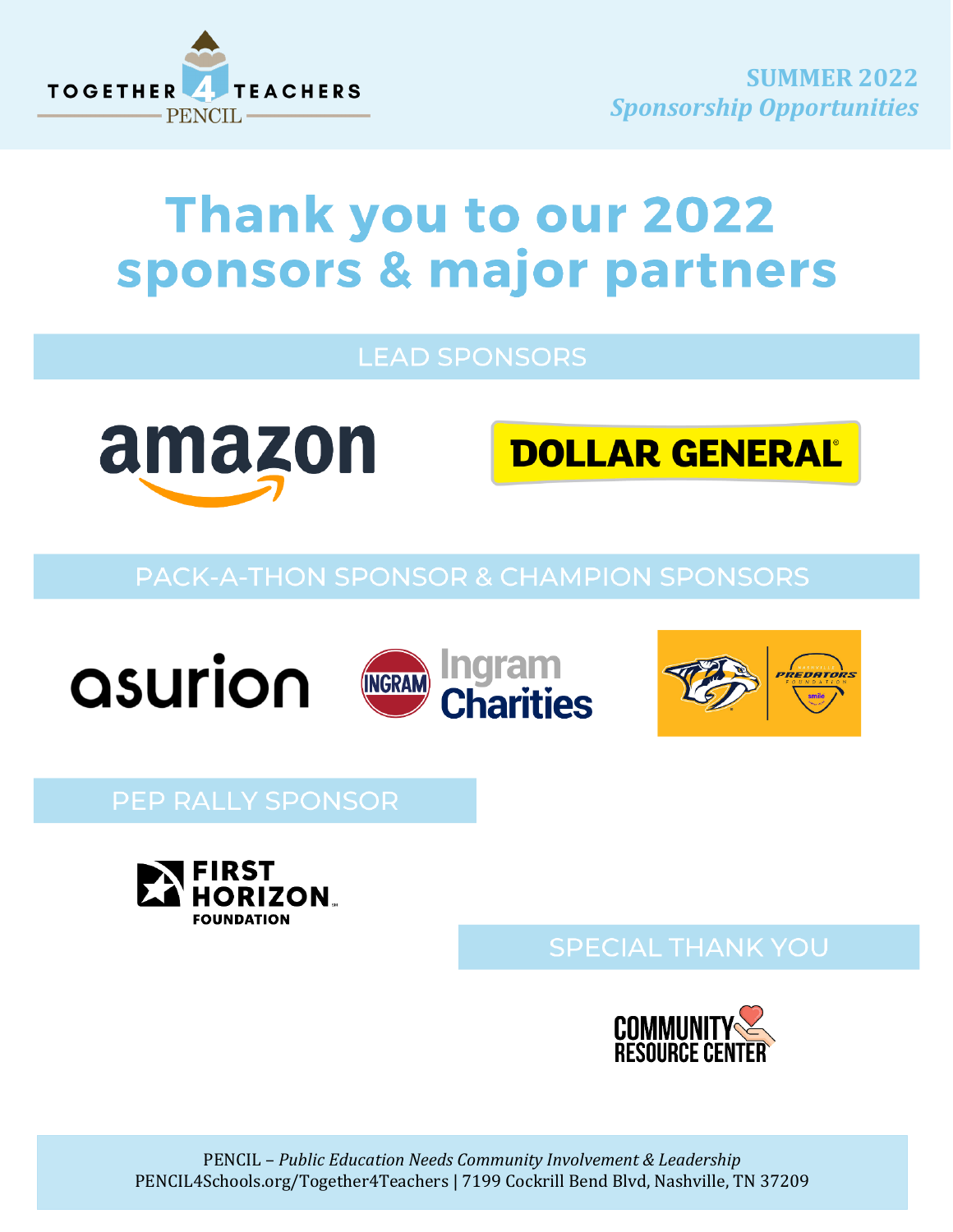TOGETHER 4 TEACHERS
PENCIL

**SUMMER 2022**
*Sponsorship Opportunities*

# Thank you to our 2022 sponsors & major partners

## LEAD SPONSORS

amazon

DOLLAR GENERAL

## PACK-A-THON SPONSOR & CHAMPION SPONSORS

asurion

Ingram Charities

Predators Foundation

## PEP RALLY SPONSOR

First Horizon Foundation

## SPECIAL THANK YOU

Community Resource Center

PENCIL – *Public Education Needs Community Involvement & Leadership*
PENCIL4Schools.org/Together4Teachers | 7199 Cockrill Bend Blvd, Nashville, TN 37209